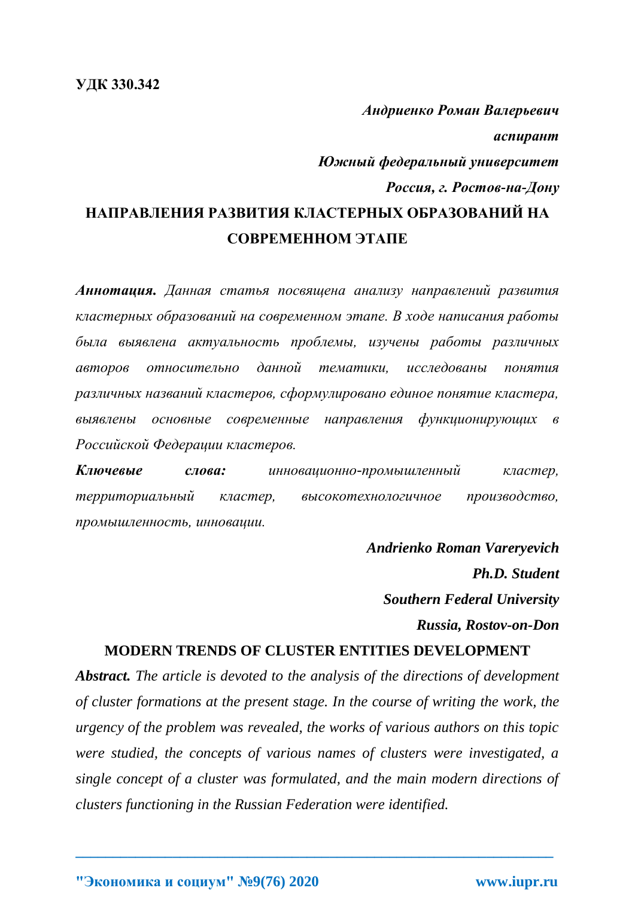**УДК 330.342**

***Андриенко Роман Валерьевич***

***аспирант***

***Южный федеральный университет***

***Россия, г. Ростов-на-Дону***

# НАПРАВЛЕНИЯ РАЗВИТИЯ КЛАСТЕРНЫХ ОБРАЗОВАНИЙ НА СОВРЕМЕННОМ ЭТАПЕ

***Аннотация.*** *Данная статья посвящена анализу направлений развития кластерных образований на современном этапе. В ходе написания работы была выявлена актуальность проблемы, изучены работы различных авторов относительно данной тематики, исследованы понятия различных названий кластеров, сформулировано единое понятие кластера, выявлены основные современные направления функционирующих в Российской Федерации кластеров.*

***Ключевые слова:*** *инновационно-промышленный кластер, территориальный кластер, высокотехнологичное производство, промышленность, инновации.*

***Andrienko Roman Vareryevich***

***Ph.D. Student***

***Southern Federal University***

***Russia, Rostov-on-Don***

# MODERN TRENDS OF CLUSTER ENTITIES DEVELOPMENT

***Abstract.*** *The article is devoted to the analysis of the directions of development of cluster formations at the present stage. In the course of writing the work, the urgency of the problem was revealed, the works of various authors on this topic were studied, the concepts of various names of clusters were investigated, a single concept of a cluster was formulated, and the main modern directions of clusters functioning in the Russian Federation were identified.*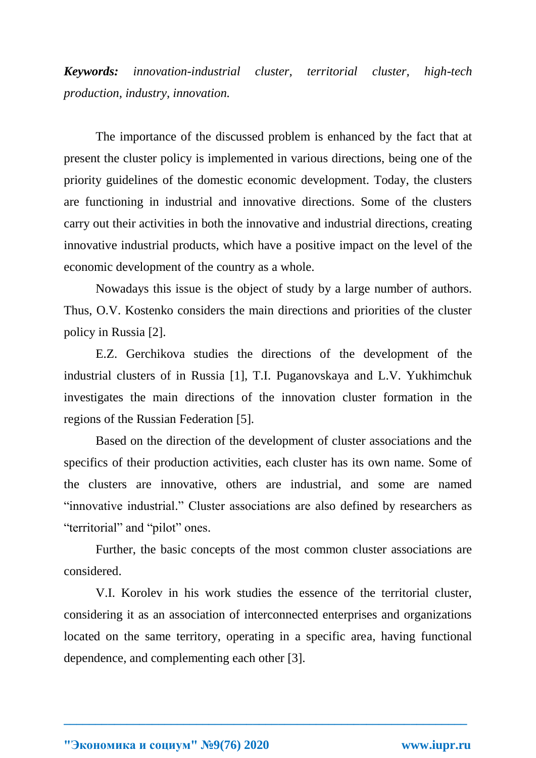***Keywords:*** *innovation-industrial cluster, territorial cluster, high-tech production, industry, innovation.*

The importance of the discussed problem is enhanced by the fact that at present the cluster policy is implemented in various directions, being one of the priority guidelines of the domestic economic development. Today, the clusters are functioning in industrial and innovative directions. Some of the clusters carry out their activities in both the innovative and industrial directions, creating innovative industrial products, which have a positive impact on the level of the economic development of the country as a whole.

Nowadays this issue is the object of study by a large number of authors. Thus, O.V. Kostenko considers the main directions and priorities of the cluster policy in Russia [2].

E.Z. Gerchikova studies the directions of the development of the industrial clusters of in Russia [1], T.I. Puganovskaya and L.V. Yukhimchuk investigates the main directions of the innovation cluster formation in the regions of the Russian Federation [5].

Based on the direction of the development of cluster associations and the specifics of their production activities, each cluster has its own name. Some of the clusters are innovative, others are industrial, and some are named “innovative industrial.” Cluster associations are also defined by researchers as “territorial” and “pilot” ones.

Further, the basic concepts of the most common cluster associations are considered.

V.I. Korolev in his work studies the essence of the territorial cluster, considering it as an association of interconnected enterprises and organizations located on the same territory, operating in a specific area, having functional dependence, and complementing each other [3].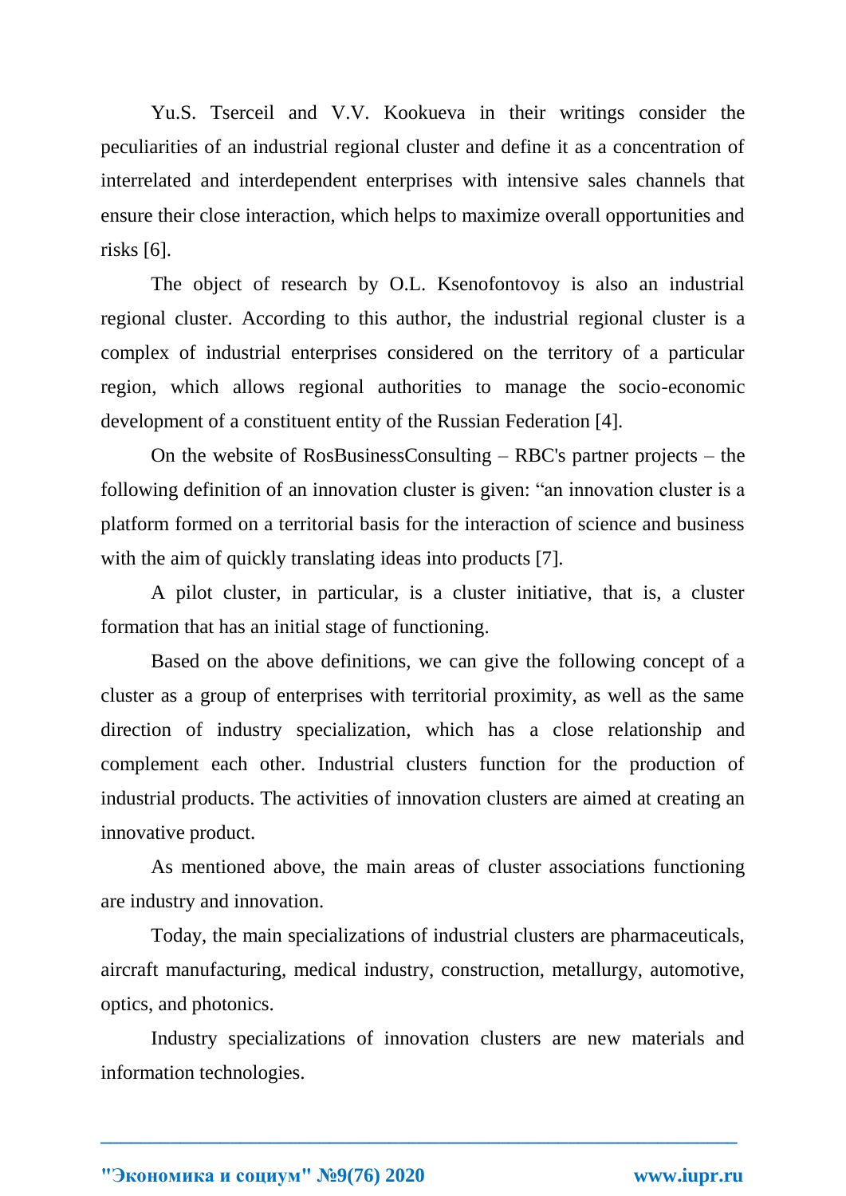Yu.S. Tserceil and V.V. Kookueva in their writings consider the peculiarities of an industrial regional cluster and define it as a concentration of interrelated and interdependent enterprises with intensive sales channels that ensure their close interaction, which helps to maximize overall opportunities and risks [6].

The object of research by O.L. Ksenofontovoy is also an industrial regional cluster. According to this author, the industrial regional cluster is a complex of industrial enterprises considered on the territory of a particular region, which allows regional authorities to manage the socio-economic development of a constituent entity of the Russian Federation [4].

On the website of RosBusinessConsulting – RBC's partner projects – the following definition of an innovation cluster is given: "an innovation cluster is a platform formed on a territorial basis for the interaction of science and business with the aim of quickly translating ideas into products [7].

A pilot cluster, in particular, is a cluster initiative, that is, a cluster formation that has an initial stage of functioning.

Based on the above definitions, we can give the following concept of a cluster as a group of enterprises with territorial proximity, as well as the same direction of industry specialization, which has a close relationship and complement each other. Industrial clusters function for the production of industrial products. The activities of innovation clusters are aimed at creating an innovative product.

As mentioned above, the main areas of cluster associations functioning are industry and innovation.

Today, the main specializations of industrial clusters are pharmaceuticals, aircraft manufacturing, medical industry, construction, metallurgy, automotive, optics, and photonics.

Industry specializations of innovation clusters are new materials and information technologies.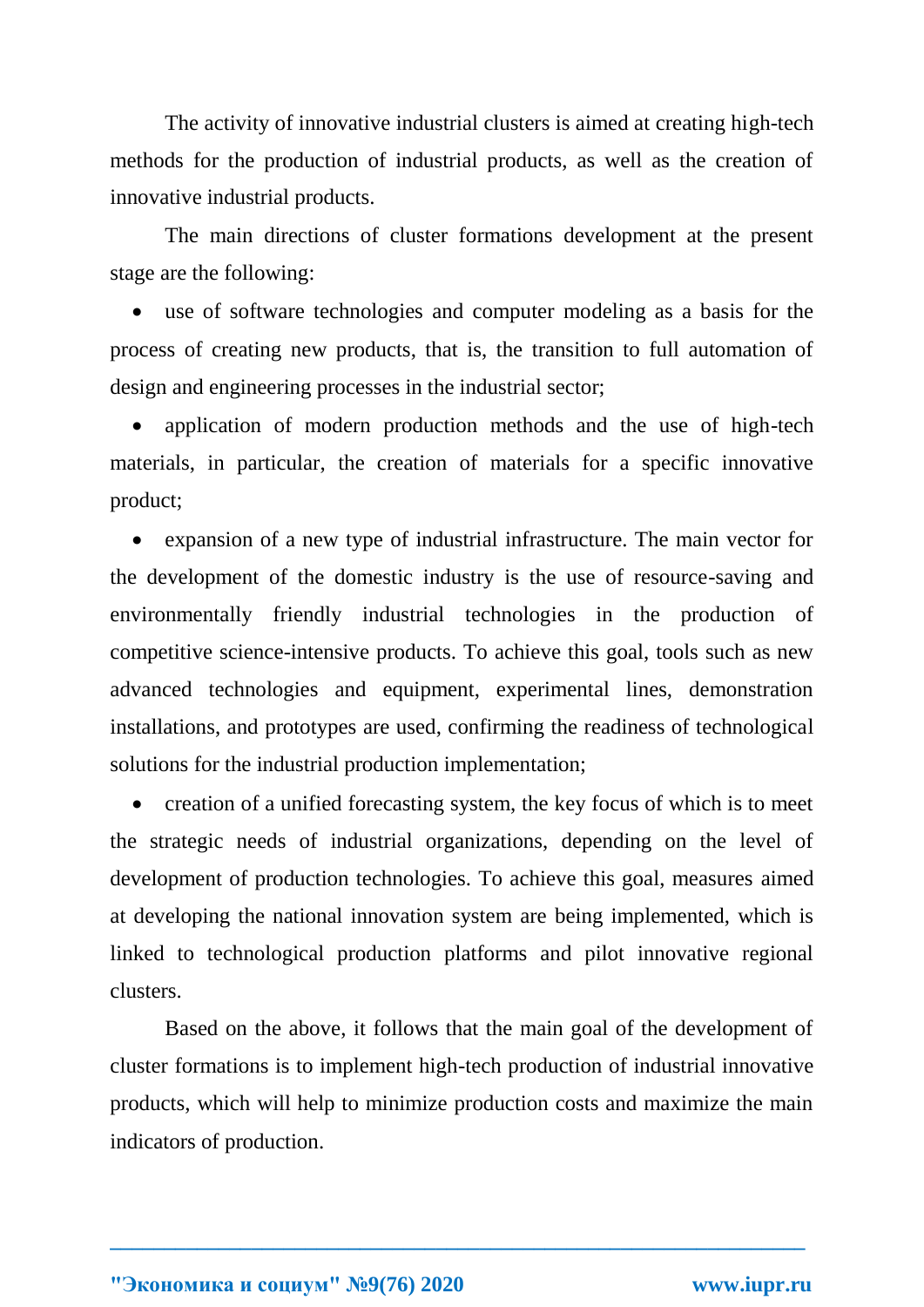The activity of innovative industrial clusters is aimed at creating high-tech methods for the production of industrial products, as well as the creation of innovative industrial products.

The main directions of cluster formations development at the present stage are the following:

- use of software technologies and computer modeling as a basis for the process of creating new products, that is, the transition to full automation of design and engineering processes in the industrial sector;
- application of modern production methods and the use of high-tech materials, in particular, the creation of materials for a specific innovative product;
- expansion of a new type of industrial infrastructure. The main vector for the development of the domestic industry is the use of resource-saving and environmentally friendly industrial technologies in the production of competitive science-intensive products. To achieve this goal, tools such as new advanced technologies and equipment, experimental lines, demonstration installations, and prototypes are used, confirming the readiness of technological solutions for the industrial production implementation;
- creation of a unified forecasting system, the key focus of which is to meet the strategic needs of industrial organizations, depending on the level of development of production technologies. To achieve this goal, measures aimed at developing the national innovation system are being implemented, which is linked to technological production platforms and pilot innovative regional clusters.

Based on the above, it follows that the main goal of the development of cluster formations is to implement high-tech production of industrial innovative products, which will help to minimize production costs and maximize the main indicators of production.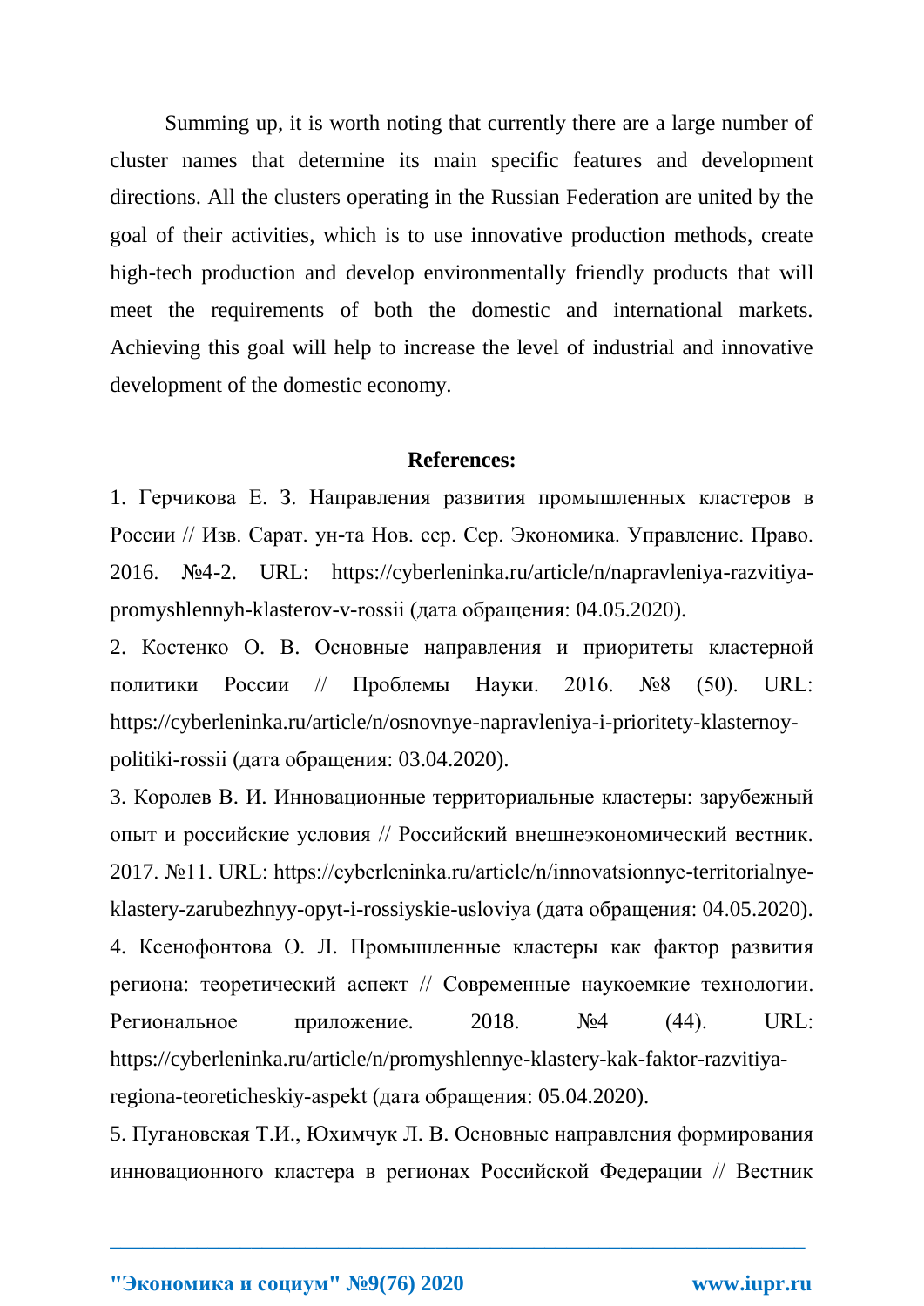Summing up, it is worth noting that currently there are a large number of cluster names that determine its main specific features and development directions. All the clusters operating in the Russian Federation are united by the goal of their activities, which is to use innovative production methods, create high-tech production and develop environmentally friendly products that will meet the requirements of both the domestic and international markets. Achieving this goal will help to increase the level of industrial and innovative development of the domestic economy.

**References:**

1. Герчикова Е. З. Направления развития промышленных кластеров в России // Изв. Сарат. ун-та Нов. сер. Сер. Экономика. Управление. Право. 2016. №4-2. URL: https://cyberleninka.ru/article/n/napravleniya-razvitiya-promyshlennyh-klasterov-v-rossii (дата обращения: 04.05.2020).
2. Костенко О. В. Основные направления и приоритеты кластерной политики России // Проблемы Науки. 2016. №8 (50). URL: https://cyberleninka.ru/article/n/osnovnye-napravleniya-i-prioritety-klasternoy-politiki-rossii (дата обращения: 03.04.2020).
3. Королев В. И. Инновационные территориальные кластеры: зарубежный опыт и российские условия // Российский внешнеэкономический вестник. 2017. №11. URL: https://cyberleninka.ru/article/n/innovatsionnye-territorialnye-klastery-zarubezhnyy-opyt-i-rossiyskie-usloviya (дата обращения: 04.05.2020).
4. Ксенофонтова О. Л. Промышленные кластеры как фактор развития региона: теоретический аспект // Современные наукоемкие технологии. Региональное приложение. 2018. №4 (44). URL: https://cyberleninka.ru/article/n/promyshlennye-klastery-kak-faktor-razvitiya-regiona-teoreticheskiy-aspekt (дата обращения: 05.04.2020).
5. Пугановская Т.И., Юхимчук Л. В. Основные направления формирования инновационного кластера в регионах Российской Федерации // Вестник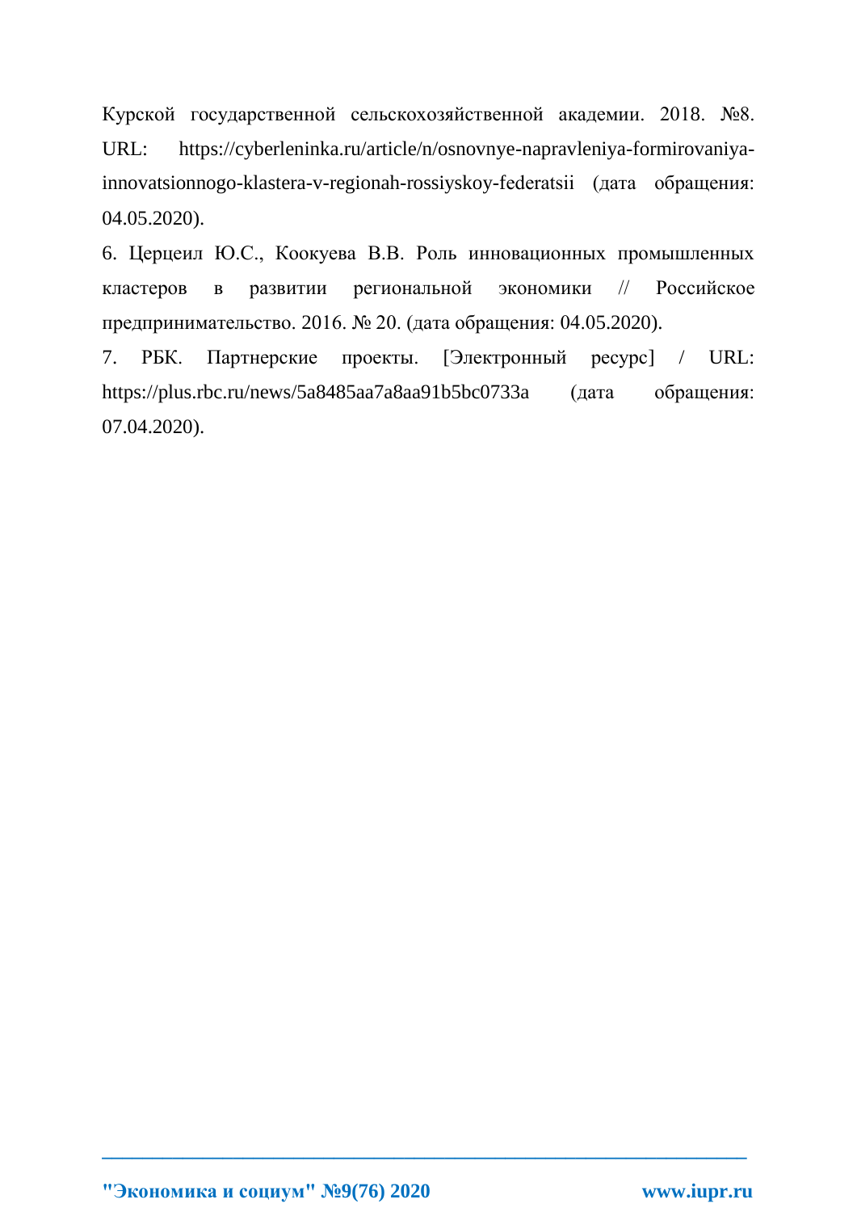Курской государственной сельскохозяйственной академии. 2018. №8. URL: https://cyberleninka.ru/article/n/osnovnye-napravleniya-formirovaniya-innovatsionnogo-klastera-v-regionah-rossiyskoy-federatsii (дата обращения: 04.05.2020).

6. Церцеил Ю.С., Коокуева В.В. Роль инновационных промышленных кластеров в развитии региональной экономики // Российское предпринимательство. 2016. № 20. (дата обращения: 04.05.2020).

7. РБК. Партнерские проекты. [Электронный ресурс] / URL: https://plus.rbc.ru/news/5a8485aa7a8aa91b5bc0733a (дата обращения: 07.04.2020).